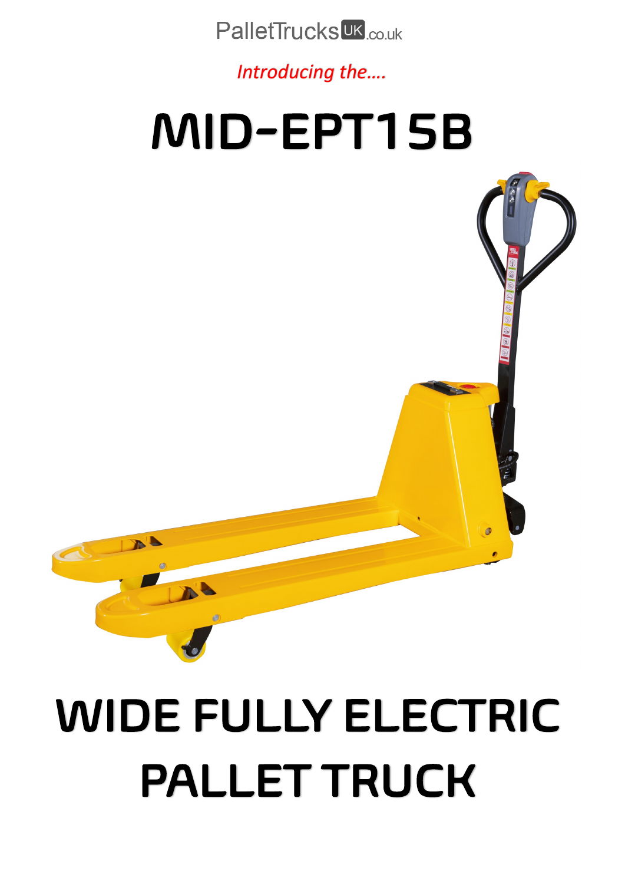PalletTrucksUK.co.uk

*Introducing the....*

# MID-EPT15B

# WIDE FULLY ELECTRIC PALLET TRUCK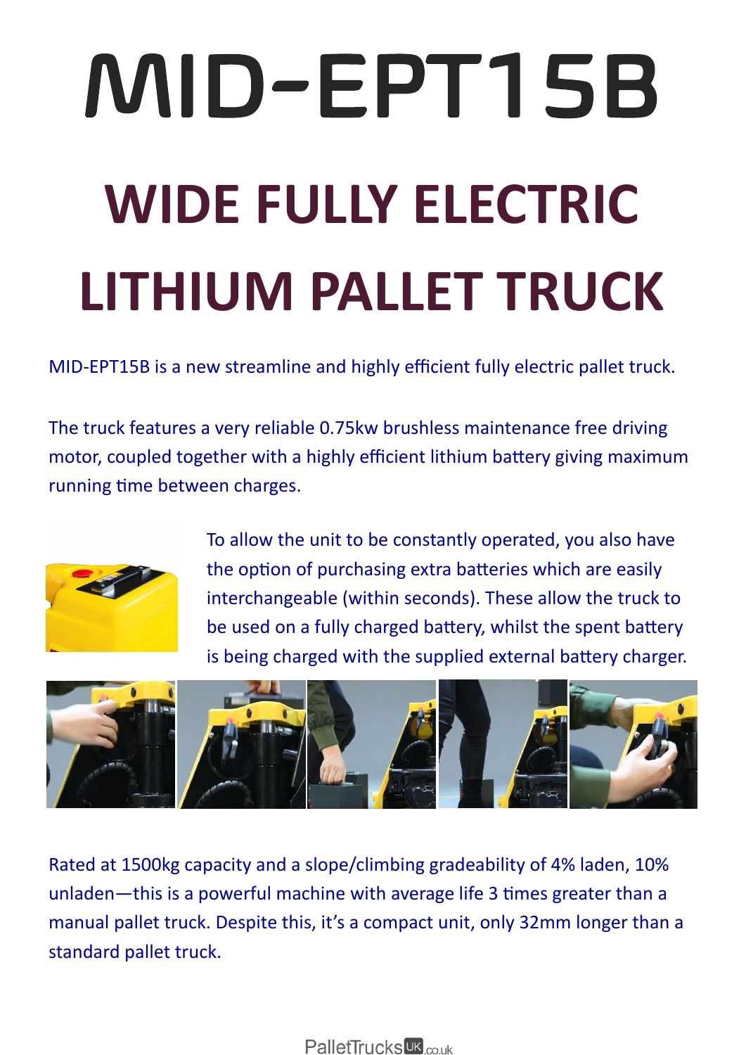# MID-EPT15B

## WIDE FULLY ELECTRIC LITHIUM PALLET TRUCK

MID-EPT15B is a new streamline and highly efficient fully electric pallet truck.

The truck features a very reliable 0.75kw brushless maintenance free driving motor, coupled together with a highly efficient lithium battery giving maximum running time between charges.

To allow the unit to be constantly operated, you also have the option of purchasing extra batteries which are easily interchangeable (within seconds). These allow the truck to be used on a fully charged battery, whilst the spent battery is being charged with the supplied external battery charger.

Rated at 1500kg capacity and a slope/climbing gradeability of 4% laden, 10% unladen—this is a powerful machine with average life 3 times greater than a manual pallet truck. Despite this, it's a compact unit, only 32mm longer than a standard pallet truck.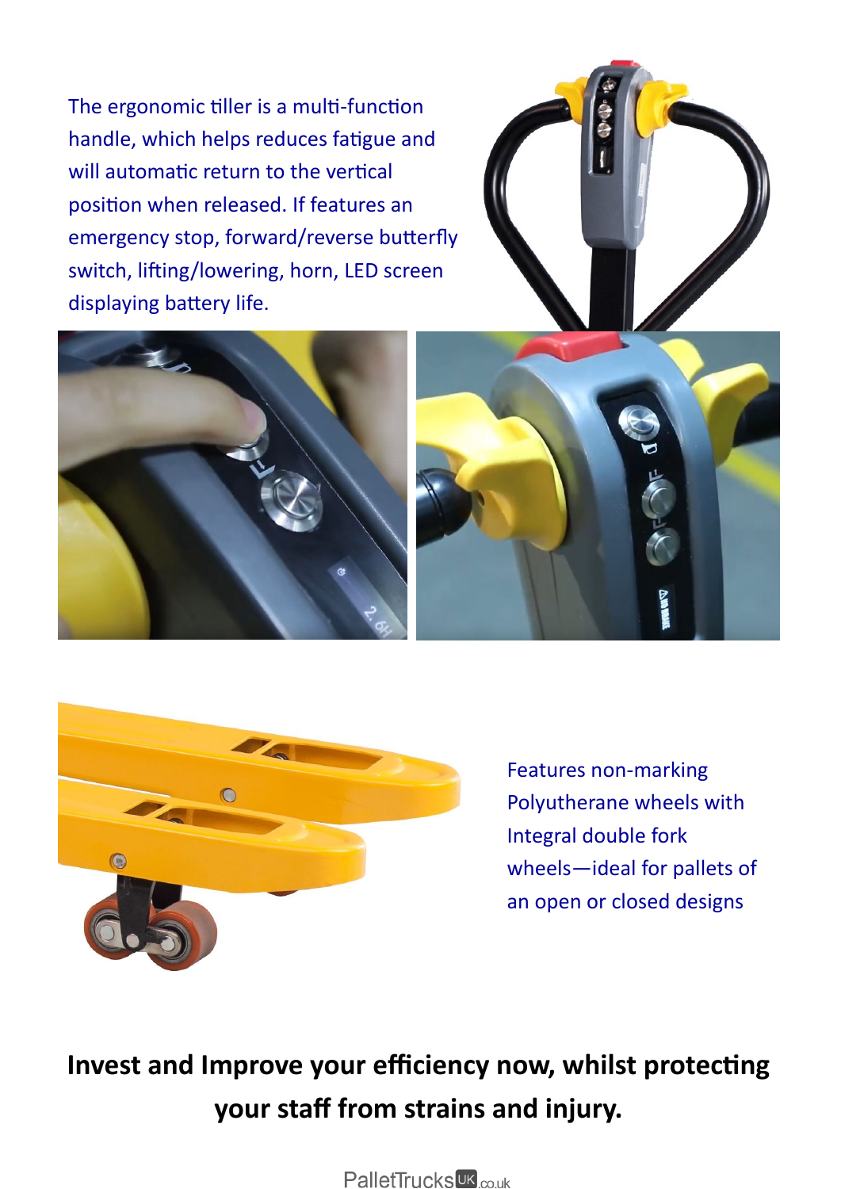The ergonomic tiller is a multi-function handle, which helps reduces fatigue and will automatic return to the vertical position when released. If features an emergency stop, forward/reverse butterfly switch, lifting/lowering, horn, LED screen displaying battery life.

Features non-marking Polyutherane wheels with Integral double fork wheels—ideal for pallets of an open or closed designs

**Invest and Improve your efficiency now, whilst protecting your staff from strains and injury.**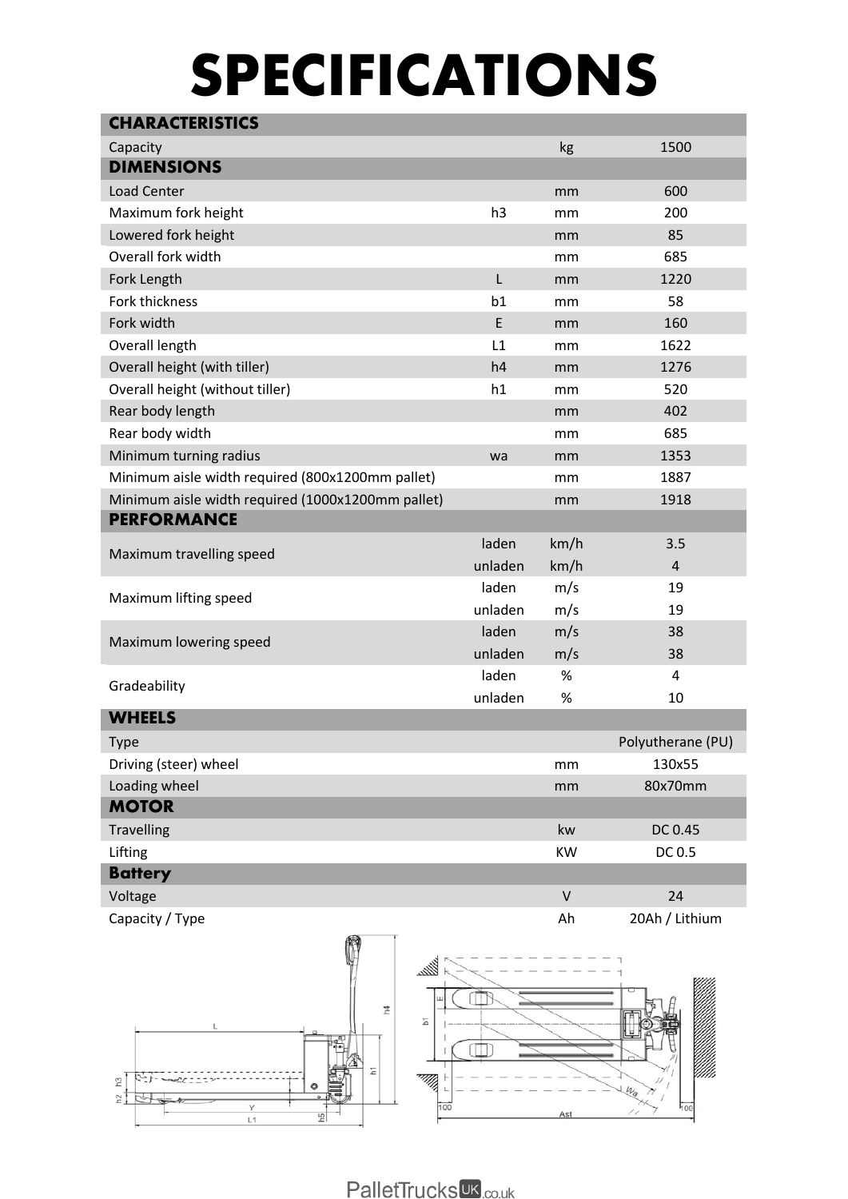# SPECIFICATIONS

| | | | |
|---|---|---|---|
| **CHARACTERISTICS** | | | |
| Capacity | | kg | 1500 |
| **DIMENSIONS** | | | |
| Load Center | | mm | 600 |
| Maximum fork height | h3 | mm | 200 |
| Lowered fork height | | mm | 85 |
| Overall fork width | | mm | 685 |
| Fork Length | L | mm | 1220 |
| Fork thickness | b1 | mm | 58 |
| Fork width | E | mm | 160 |
| Overall length | L1 | mm | 1622 |
| Overall height (with tiller) | h4 | mm | 1276 |
| Overall height (without tiller) | h1 | mm | 520 |
| Rear body length | | mm | 402 |
| Rear body width | | mm | 685 |
| Minimum turning radius | wa | mm | 1353 |
| Minimum aisle width required (800x1200mm pallet) | | mm | 1887 |
| Minimum aisle width required (1000x1200mm pallet) | | mm | 1918 |
| **PERFORMANCE** | | | |
| Maximum travelling speed | laden | km/h | 3.5 |
| | unladen | km/h | 4 |
| Maximum lifting speed | laden | m/s | 19 |
| | unladen | m/s | 19 |
| Maximum lowering speed | laden | m/s | 38 |
| | unladen | m/s | 38 |
| Gradeability | laden | % | 4 |
| | unladen | % | 10 |
| **WHEELS** | | | |
| Type | | | Polyutherane (PU) |
| Driving (steer) wheel | | mm | 130x55 |
| Loading wheel | | mm | 80x70mm |
| **MOTOR** | | | |
| Travelling | | kw | DC 0.45 |
| Lifting | | KW | DC 0.5 |
| **Battery** | | | |
| Voltage | | V | 24 |
| Capacity / Type | | Ah | 20Ah / Lithium |

L
h4
h1
h3
h2
Y
L1
h5

E
b1
Wa
100
Ast
100

PalletTrucksUK.co.uk